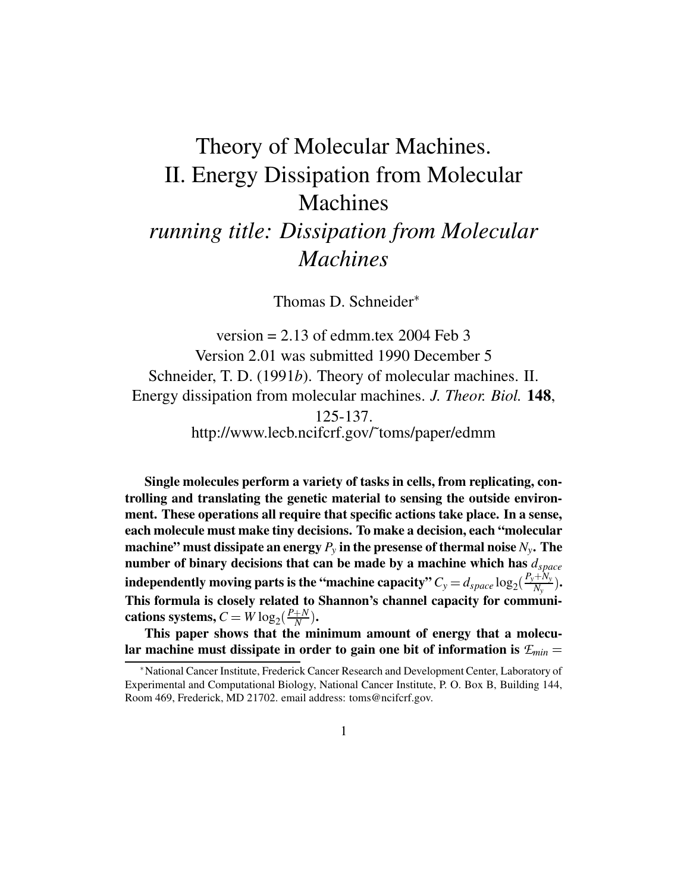# Theory of Molecular Machines. II. Energy Dissipation from Molecular Machines

*running title: Dissipation from Molecular Machines*

Thomas D. Schneider*

version = 2.13 of edmm.tex 2004 Feb 3

Version 2.01 was submitted 1990 December 5

Schneider, T. D. (1991*b*). Theory of molecular machines. II. Energy dissipation from molecular machines. *J. Theor. Biol.* **148**, 125-137.

http://www.lecb.ncifcrf.gov/~toms/paper/edmm

**Single molecules perform a variety of tasks in cells, from replicating, controlling and translating the genetic material to sensing the outside environment. These operations all require that specific actions take place. In a sense, each molecule must make tiny decisions. To make a decision, each "molecular machine" must dissipate an energy $P_y$ in the presense of thermal noise $N_y$. The number of binary decisions that can be made by a machine which has $d_{space}$ independently moving parts is the "machine capacity" $C_y = d_{space} \log_2(\frac{P_y+N_y}{N_y})$. This formula is closely related to Shannon's channel capacity for communications systems, $C = W \log_2(\frac{P+N}{N})$.**

**This paper shows that the minimum amount of energy that a molecular machine must dissipate in order to gain one bit of information is $\mathcal{E}_{min} =$**

*National Cancer Institute, Frederick Cancer Research and Development Center, Laboratory of Experimental and Computational Biology, National Cancer Institute, P. O. Box B, Building 144, Room 469, Frederick, MD 21702. email address: toms@ncifcrf.gov.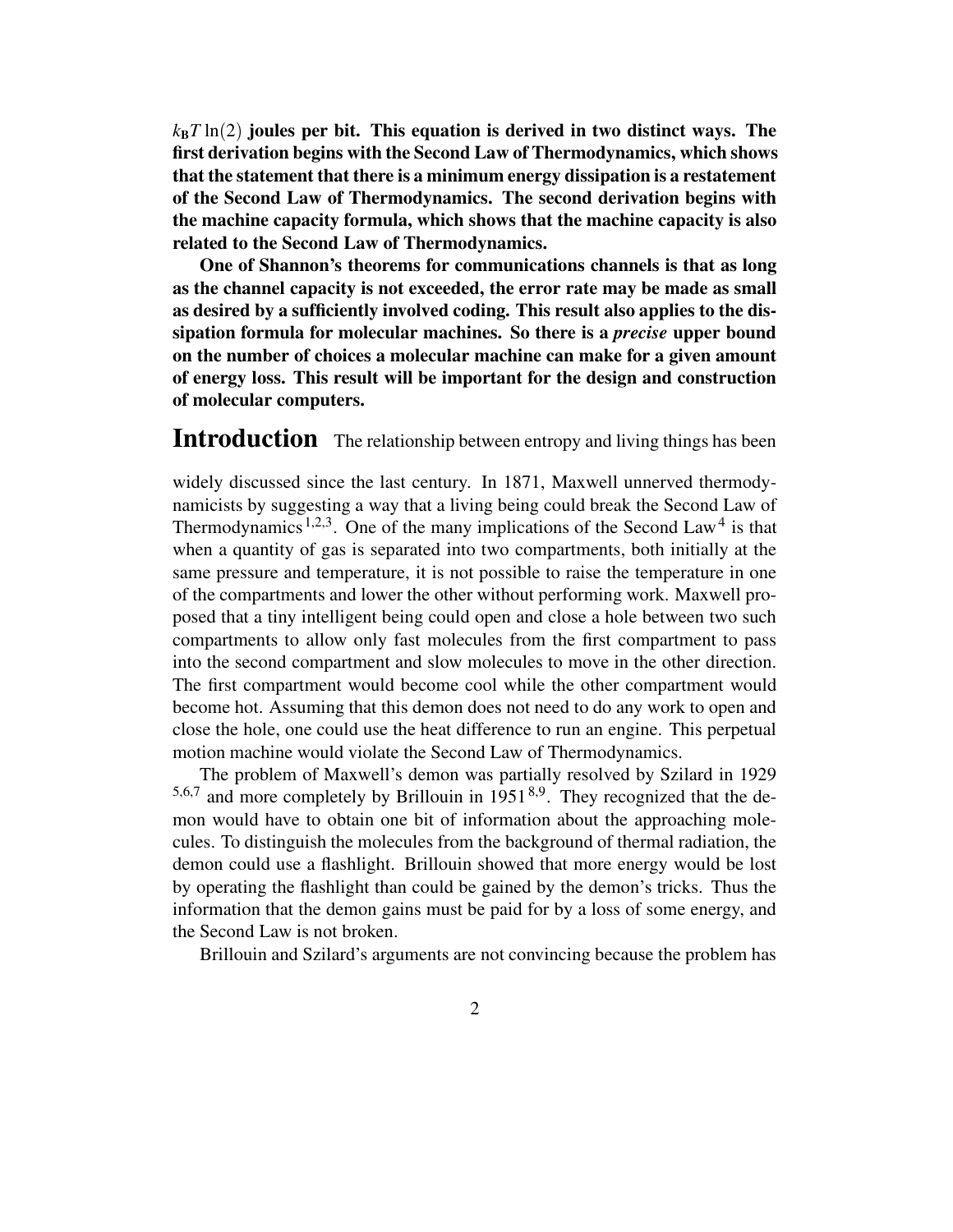**$k_B T \ln(2)$ joules per bit. This equation is derived in two distinct ways. The first derivation begins with the Second Law of Thermodynamics, which shows that the statement that there is a minimum energy dissipation is a restatement of the Second Law of Thermodynamics. The second derivation begins with the machine capacity formula, which shows that the machine capacity is also related to the Second Law of Thermodynamics.**

**One of Shannon's theorems for communications channels is that as long as the channel capacity is not exceeded, the error rate may be made as small as desired by a sufficiently involved coding. This result also applies to the dissipation formula for molecular machines. So there is a *precise* upper bound on the number of choices a molecular machine can make for a given amount of energy loss. This result will be important for the design and construction of molecular computers.**

# Introduction

The relationship between entropy and living things has been widely discussed since the last century. In 1871, Maxwell unnerved thermodynamicists by suggesting a way that a living being could break the Second Law of Thermodynamics[1,2,3]. One of the many implications of the Second Law[4] is that when a quantity of gas is separated into two compartments, both initially at the same pressure and temperature, it is not possible to raise the temperature in one of the compartments and lower the other without performing work. Maxwell proposed that a tiny intelligent being could open and close a hole between two such compartments to allow only fast molecules from the first compartment to pass into the second compartment and slow molecules to move in the other direction. The first compartment would become cool while the other compartment would become hot. Assuming that this demon does not need to do any work to open and close the hole, one could use the heat difference to run an engine. This perpetual motion machine would violate the Second Law of Thermodynamics.

The problem of Maxwell's demon was partially resolved by Szilard in 1929 [5,6,7] and more completely by Brillouin in 1951[8,9]. They recognized that the demon would have to obtain one bit of information about the approaching molecules. To distinguish the molecules from the background of thermal radiation, the demon could use a flashlight. Brillouin showed that more energy would be lost by operating the flashlight than could be gained by the demon's tricks. Thus the information that the demon gains must be paid for by a loss of some energy, and the Second Law is not broken.

Brillouin and Szilard's arguments are not convincing because the problem has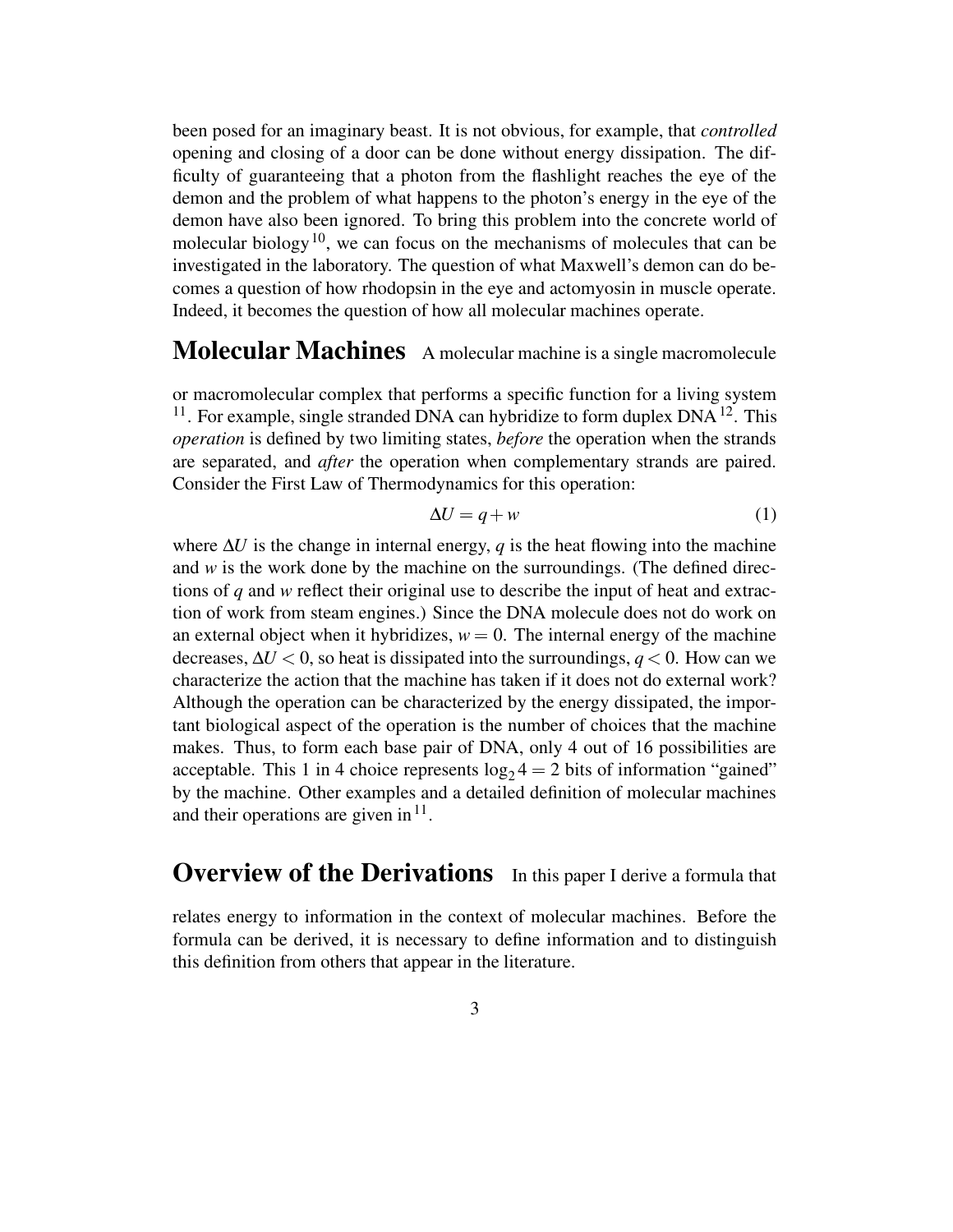been posed for an imaginary beast. It is not obvious, for example, that *controlled* opening and closing of a door can be done without energy dissipation. The difficulty of guaranteeing that a photon from the flashlight reaches the eye of the demon and the problem of what happens to the photon's energy in the eye of the demon have also been ignored. To bring this problem into the concrete world of molecular biology[10], we can focus on the mechanisms of molecules that can be investigated in the laboratory. The question of what Maxwell's demon can do becomes a question of how rhodopsin in the eye and actomyosin in muscle operate. Indeed, it becomes the question of how all molecular machines operate.

## Molecular Machines

A molecular machine is a single macromolecule or macromolecular complex that performs a specific function for a living system [11]. For example, single stranded DNA can hybridize to form duplex DNA[12]. This *operation* is defined by two limiting states, *before* the operation when the strands are separated, and *after* the operation when complementary strands are paired. Consider the First Law of Thermodynamics for this operation:

$$\Delta U = q + w \tag{1}$$

where $\Delta U$ is the change in internal energy, $q$ is the heat flowing into the machine and $w$ is the work done by the machine on the surroundings. (The defined directions of $q$ and $w$ reflect their original use to describe the input of heat and extraction of work from steam engines.) Since the DNA molecule does not do work on an external object when it hybridizes, $w = 0$. The internal energy of the machine decreases, $\Delta U < 0$, so heat is dissipated into the surroundings, $q < 0$. How can we characterize the action that the machine has taken if it does not do external work? Although the operation can be characterized by the energy dissipated, the important biological aspect of the operation is the number of choices that the machine makes. Thus, to form each base pair of DNA, only 4 out of 16 possibilities are acceptable. This 1 in 4 choice represents $\log_2 4 = 2$ bits of information "gained" by the machine. Other examples and a detailed definition of molecular machines and their operations are given in[11].

## Overview of the Derivations

In this paper I derive a formula that relates energy to information in the context of molecular machines. Before the formula can be derived, it is necessary to define information and to distinguish this definition from others that appear in the literature.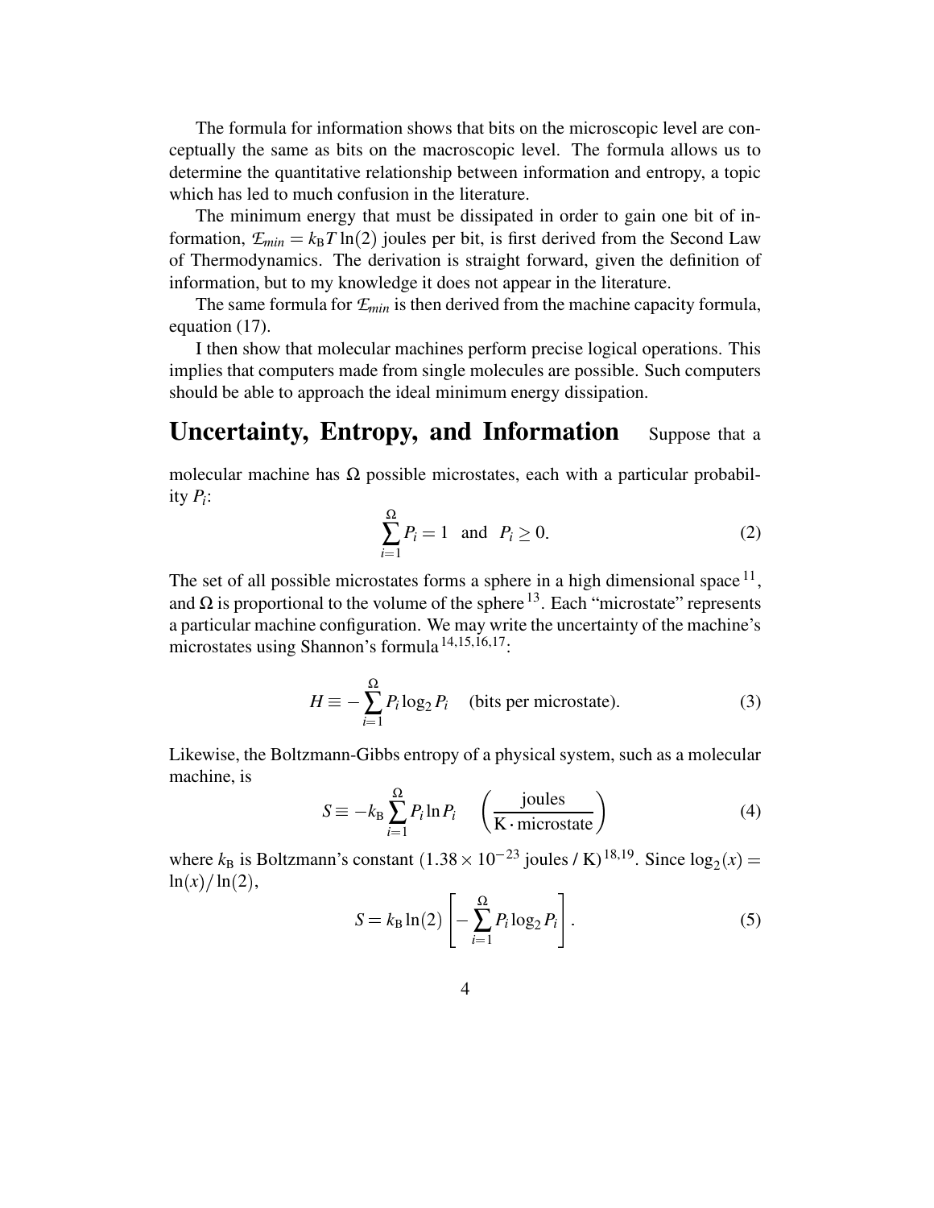The formula for information shows that bits on the microscopic level are conceptually the same as bits on the macroscopic level. The formula allows us to determine the quantitative relationship between information and entropy, a topic which has led to much confusion in the literature.

The minimum energy that must be dissipated in order to gain one bit of information, $\mathcal{E}_{min} = k_B T \ln(2)$ joules per bit, is first derived from the Second Law of Thermodynamics. The derivation is straight forward, given the definition of information, but to my knowledge it does not appear in the literature.

The same formula for $\mathcal{E}_{min}$ is then derived from the machine capacity formula, equation (17).

I then show that molecular machines perform precise logical operations. This implies that computers made from single molecules are possible. Such computers should be able to approach the ideal minimum energy dissipation.

## Uncertainty, Entropy, and Information

Suppose that a molecular machine has $\Omega$ possible microstates, each with a particular probability $P_i$:

$$\sum_{i=1}^{\Omega} P_i = 1 \quad \text{and} \quad P_i \geq 0. \tag{2}$$

The set of all possible microstates forms a sphere in a high dimensional space [11], and $\Omega$ is proportional to the volume of the sphere [13]. Each "microstate" represents a particular machine configuration. We may write the uncertainty of the machine's microstates using Shannon's formula [14,15,16,17]:

$$H \equiv -\sum_{i=1}^{\Omega} P_i \log_2 P_i \quad \text{(bits per microstate)}. \tag{3}$$

Likewise, the Boltzmann-Gibbs entropy of a physical system, such as a molecular machine, is

$$S \equiv -k_B \sum_{i=1}^{\Omega} P_i \ln P_i \quad \left(\frac{\text{joules}}{\text{K} \cdot \text{microstate}}\right) \tag{4}$$

where $k_B$ is Boltzmann's constant ($1.38 \times 10^{-23}$ joules / K)[18,19]. Since $\log_2(x) = \ln(x)/\ln(2)$,

$$S = k_B \ln(2) \left[-\sum_{i=1}^{\Omega} P_i \log_2 P_i\right]. \tag{5}$$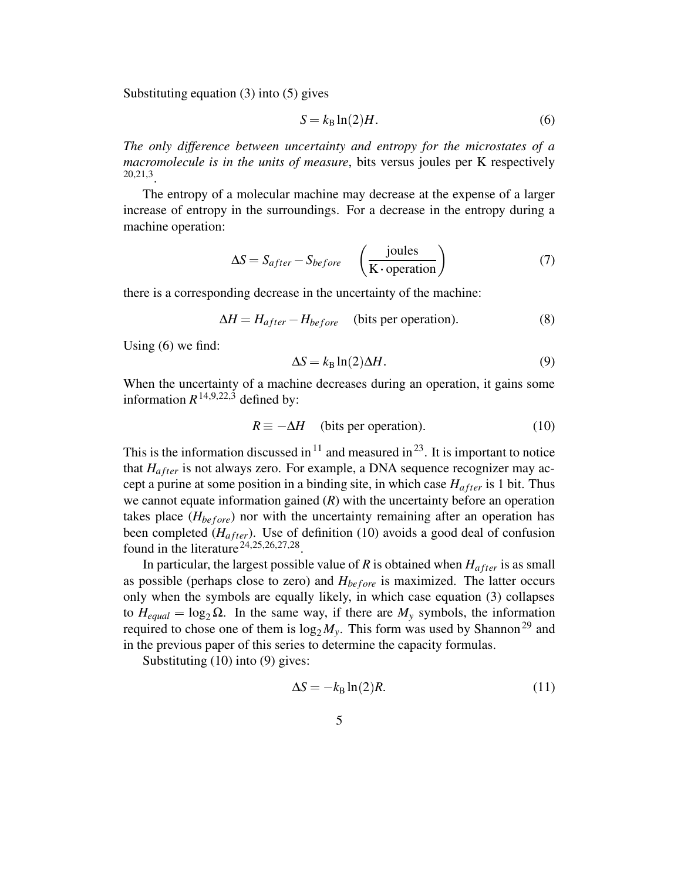Substituting equation (3) into (5) gives

$$S = k_{\rm B} \ln(2) H. \tag{6}$$

*The only difference between uncertainty and entropy for the microstates of a macromolecule is in the units of measure*, bits versus joules per K respectively [20,21,3].

The entropy of a molecular machine may decrease at the expense of a larger increase of entropy in the surroundings. For a decrease in the entropy during a machine operation:

$$\Delta S = S_{after} - S_{before} \quad \left(\frac{\text{joules}}{\text{K} \cdot \text{operation}}\right) \tag{7}$$

there is a corresponding decrease in the uncertainty of the machine:

$$\Delta H = H_{after} - H_{before} \quad \text{(bits per operation)}. \tag{8}$$

Using (6) we find:

$$\Delta S = k_{\rm B} \ln(2) \Delta H. \tag{9}$$

When the uncertainty of a machine decreases during an operation, it gains some information $R$ [14,9,22,3] defined by:

$$R \equiv -\Delta H \quad \text{(bits per operation)}. \tag{10}$$

This is the information discussed in [11] and measured in [23]. It is important to notice that $H_{after}$ is not always zero. For example, a DNA sequence recognizer may accept a purine at some position in a binding site, in which case $H_{after}$ is 1 bit. Thus we cannot equate information gained ($R$) with the uncertainty before an operation takes place ($H_{before}$) nor with the uncertainty remaining after an operation has been completed ($H_{after}$). Use of definition (10) avoids a good deal of confusion found in the literature [24,25,26,27,28].

In particular, the largest possible value of $R$ is obtained when $H_{after}$ is as small as possible (perhaps close to zero) and $H_{before}$ is maximized. The latter occurs only when the symbols are equally likely, in which case equation (3) collapses to $H_{equal} = \log_2 \Omega$. In the same way, if there are $M_y$ symbols, the information required to chose one of them is $\log_2 M_y$. This form was used by Shannon [29] and in the previous paper of this series to determine the capacity formulas.

Substituting (10) into (9) gives:

$$\Delta S = -k_{\rm B} \ln(2) R. \tag{11}$$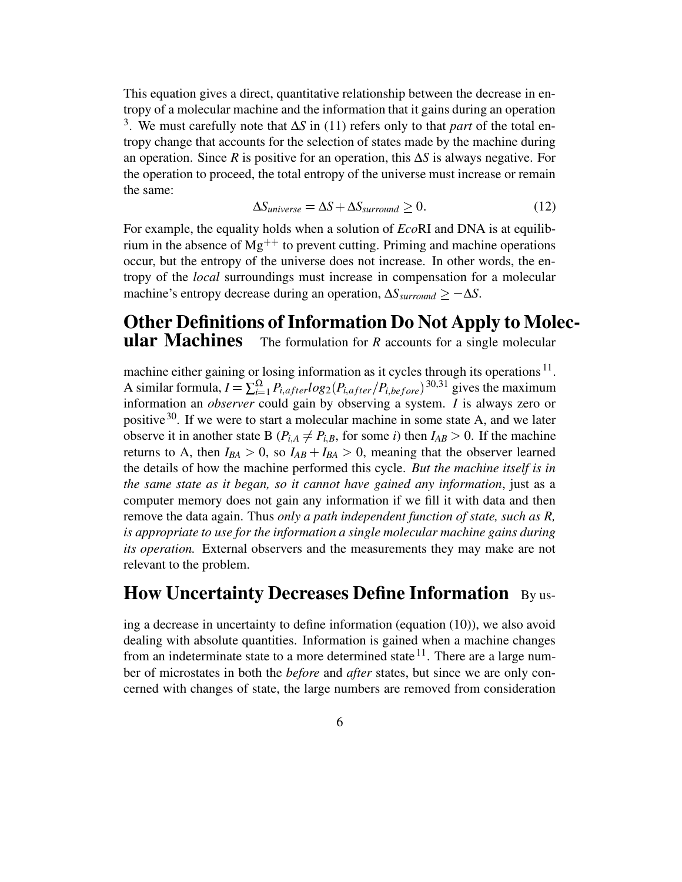This equation gives a direct, quantitative relationship between the decrease in entropy of a molecular machine and the information that it gains during an operation [3]. We must carefully note that $\Delta S$ in (11) refers only to that *part* of the total entropy change that accounts for the selection of states made by the machine during an operation. Since $R$ is positive for an operation, this $\Delta S$ is always negative. For the operation to proceed, the total entropy of the universe must increase or remain the same:

$$\Delta S_{universe} = \Delta S + \Delta S_{surround} \geq 0. \tag{12}$$

For example, the equality holds when a solution of *Eco*RI and DNA is at equilibrium in the absence of $Mg^{++}$ to prevent cutting. Priming and machine operations occur, but the entropy of the universe does not increase. In other words, the entropy of the *local* surroundings must increase in compensation for a molecular machine's entropy decrease during an operation, $\Delta S_{surround} \geq -\Delta S$.

## Other Definitions of Information Do Not Apply to Molecular Machines

The formulation for $R$ accounts for a single molecular machine either gaining or losing information as it cycles through its operations [11]. A similar formula, $I = \sum_{i=1}^{\Omega} P_{i,after} log_2(P_{i,after}/P_{i,before})$ [30,31] gives the maximum information an *observer* could gain by observing a system. $I$ is always zero or positive [30]. If we were to start a molecular machine in some state A, and we later observe it in another state B ($P_{i,A} \neq P_{i,B}$, for some $i$) then $I_{AB} > 0$. If the machine returns to A, then $I_{BA} > 0$, so $I_{AB} + I_{BA} > 0$, meaning that the observer learned the details of how the machine performed this cycle. *But the machine itself is in the same state as it began, so it cannot have gained any information*, just as a computer memory does not gain any information if we fill it with data and then remove the data again. Thus *only a path independent function of state, such as R, is appropriate to use for the information a single molecular machine gains during its operation.* External observers and the measurements they may make are not relevant to the problem.

## How Uncertainty Decreases Define Information

By using a decrease in uncertainty to define information (equation (10)), we also avoid dealing with absolute quantities. Information is gained when a machine changes from an indeterminate state to a more determined state [11]. There are a large number of microstates in both the *before* and *after* states, but since we are only concerned with changes of state, the large numbers are removed from consideration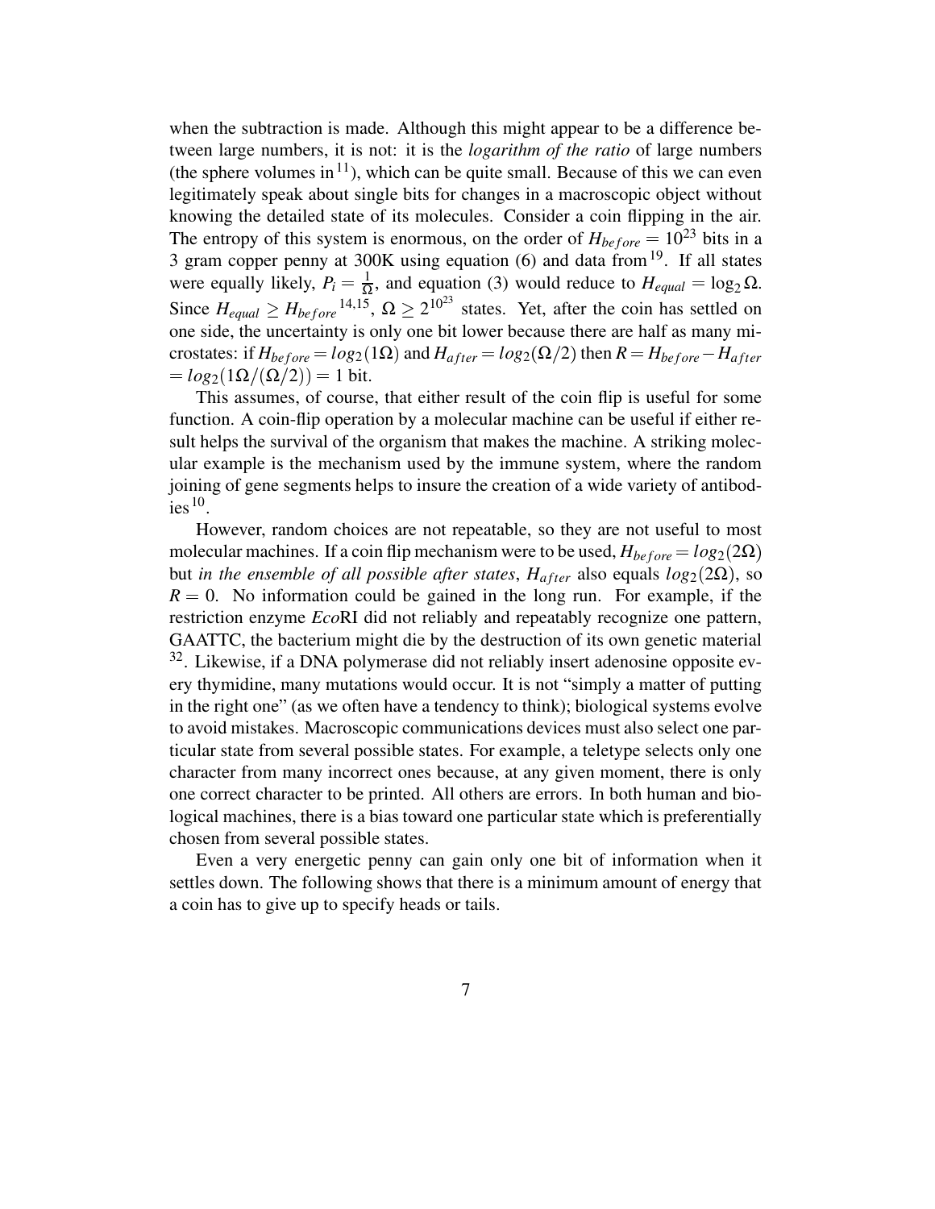when the subtraction is made. Although this might appear to be a difference between large numbers, it is not: it is the *logarithm of the ratio* of large numbers (the sphere volumes in [11]), which can be quite small. Because of this we can even legitimately speak about single bits for changes in a macroscopic object without knowing the detailed state of its molecules. Consider a coin flipping in the air. The entropy of this system is enormous, on the order of $H_{before} = 10^{23}$ bits in a 3 gram copper penny at 300K using equation (6) and data from [19]. If all states were equally likely, $P_i = \frac{1}{\Omega}$, and equation (3) would reduce to $H_{equal} = \log_2 \Omega$. Since $H_{equal} \geq H_{before}$ [14,15], $\Omega \geq 2^{10^{23}}$ states. Yet, after the coin has settled on one side, the uncertainty is only one bit lower because there are half as many microstates: if $H_{before} = log_2(1\Omega)$ and $H_{after} = log_2(\Omega/2)$ then $R = H_{before} - H_{after} = log_2(1\Omega/(\Omega/2)) = 1$ bit.

This assumes, of course, that either result of the coin flip is useful for some function. A coin-flip operation by a molecular machine can be useful if either result helps the survival of the organism that makes the machine. A striking molecular example is the mechanism used by the immune system, where the random joining of gene segments helps to insure the creation of a wide variety of antibodies [10].

However, random choices are not repeatable, so they are not useful to most molecular machines. If a coin flip mechanism were to be used, $H_{before} = log_2(2\Omega)$ but *in the ensemble of all possible after states*, $H_{after}$ also equals $log_2(2\Omega)$, so $R = 0$. No information could be gained in the long run. For example, if the restriction enzyme *Eco*RI did not reliably and repeatably recognize one pattern, GAATTC, the bacterium might die by the destruction of its own genetic material [32]. Likewise, if a DNA polymerase did not reliably insert adenosine opposite every thymidine, many mutations would occur. It is not "simply a matter of putting in the right one" (as we often have a tendency to think); biological systems evolve to avoid mistakes. Macroscopic communications devices must also select one particular state from several possible states. For example, a teletype selects only one character from many incorrect ones because, at any given moment, there is only one correct character to be printed. All others are errors. In both human and biological machines, there is a bias toward one particular state which is preferentially chosen from several possible states.

Even a very energetic penny can gain only one bit of information when it settles down. The following shows that there is a minimum amount of energy that a coin has to give up to specify heads or tails.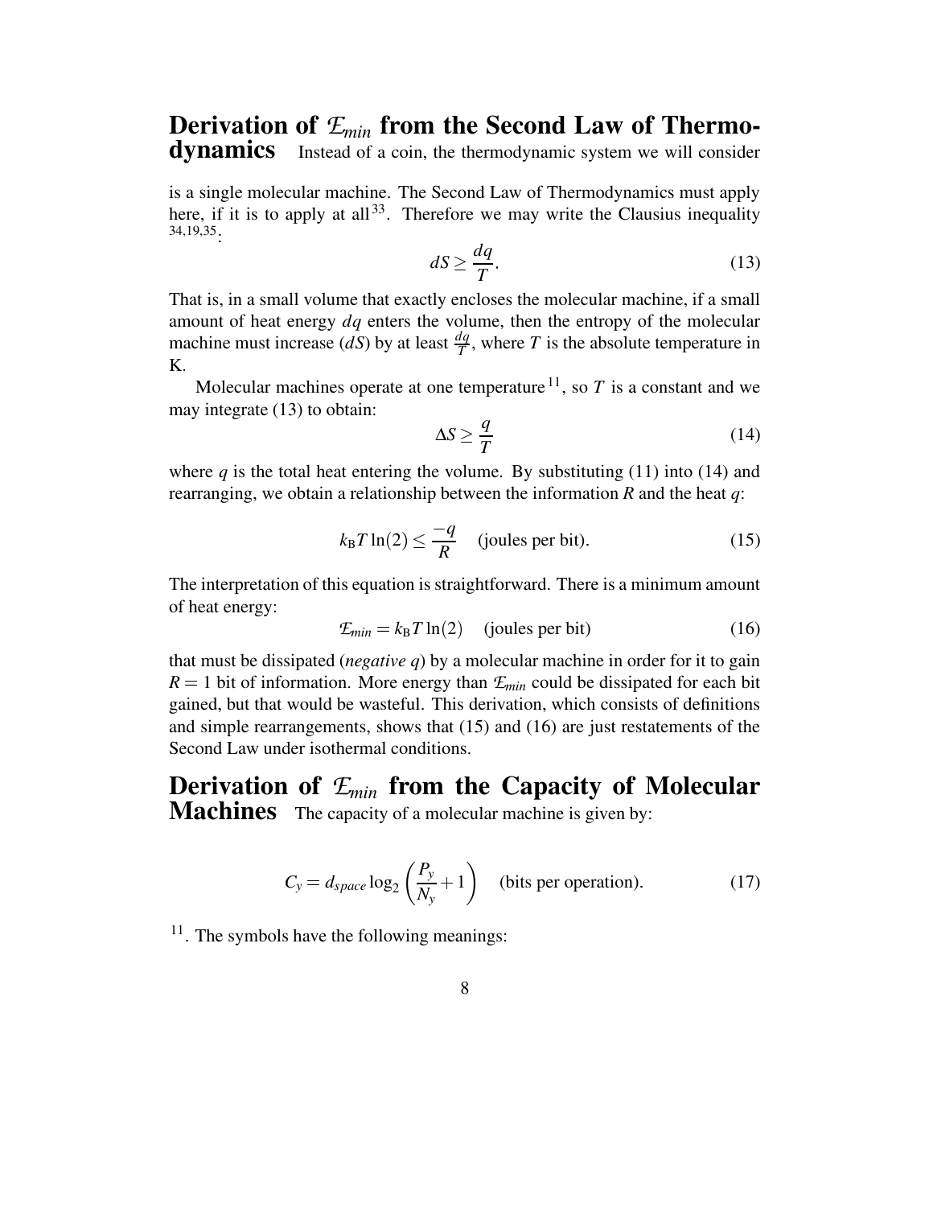**Derivation of $\mathcal{E}_{min}$ from the Second Law of Thermodynamics** Instead of a coin, the thermodynamic system we will consider is a single molecular machine. The Second Law of Thermodynamics must apply here, if it is to apply at all[33]. Therefore we may write the Clausius inequality [34,19,35]:

$$dS \geq \frac{dq}{T}. \tag{13}$$

That is, in a small volume that exactly encloses the molecular machine, if a small amount of heat energy $dq$ enters the volume, then the entropy of the molecular machine must increase ($dS$) by at least $\frac{dq}{T}$, where $T$ is the absolute temperature in K.

Molecular machines operate at one temperature[11], so $T$ is a constant and we may integrate (13) to obtain:

$$\Delta S \geq \frac{q}{T} \tag{14}$$

where $q$ is the total heat entering the volume. By substituting (11) into (14) and rearranging, we obtain a relationship between the information $R$ and the heat $q$:

$$k_{\mathrm{B}} T \ln(2) \leq \frac{-q}{R} \quad \text{(joules per bit)}. \tag{15}$$

The interpretation of this equation is straightforward. There is a minimum amount of heat energy:

$$\mathcal{E}_{min} = k_{\mathrm{B}} T \ln(2) \quad \text{(joules per bit)} \tag{16}$$

that must be dissipated (*negative* $q$) by a molecular machine in order for it to gain $R = 1$ bit of information. More energy than $\mathcal{E}_{min}$ could be dissipated for each bit gained, but that would be wasteful. This derivation, which consists of definitions and simple rearrangements, shows that (15) and (16) are just restatements of the Second Law under isothermal conditions.

**Derivation of $\mathcal{E}_{min}$ from the Capacity of Molecular Machines** The capacity of a molecular machine is given by:

$$C_y = d_{space} \log_2 \left( \frac{P_y}{N_y} + 1 \right) \quad \text{(bits per operation)}. \tag{17}$$

[11]. The symbols have the following meanings: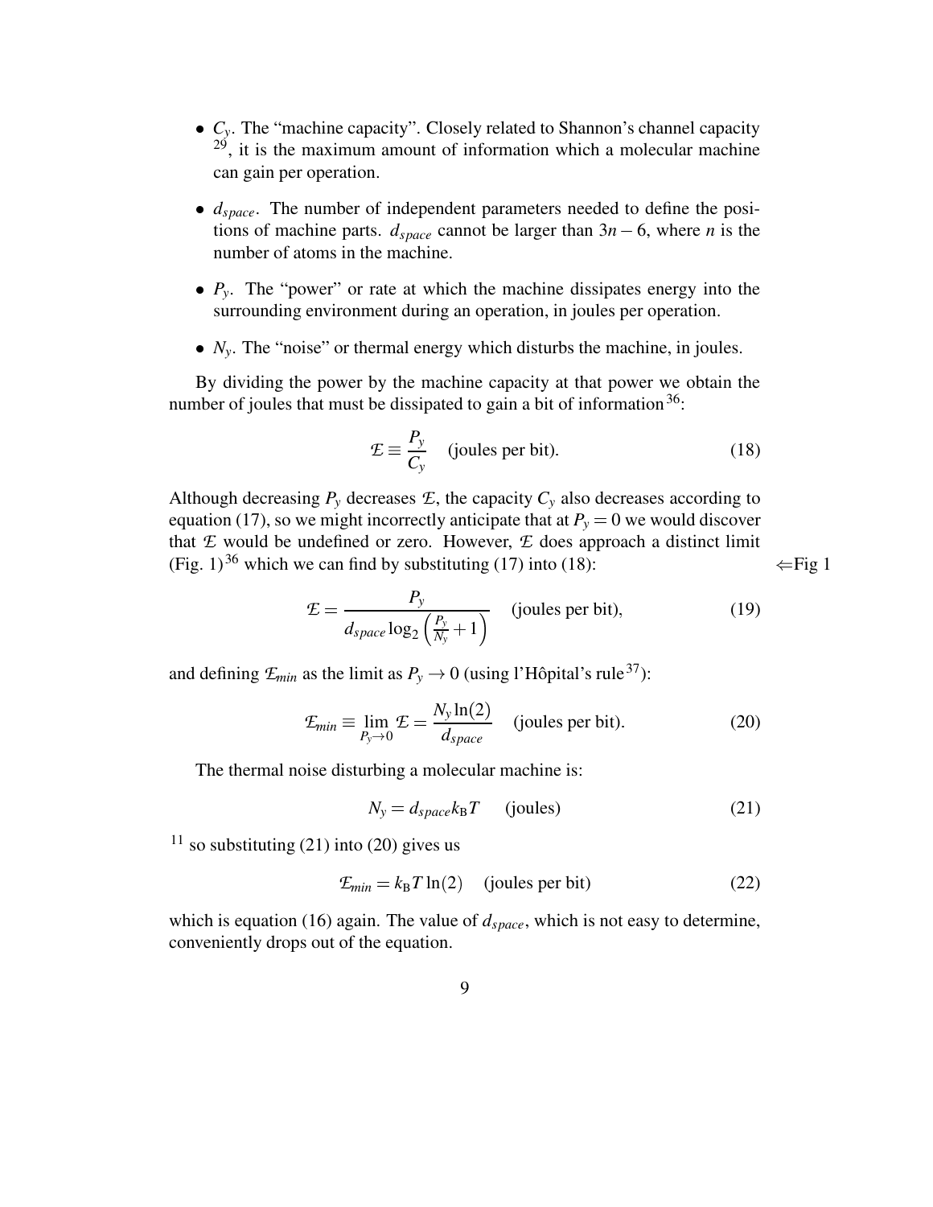- $C_y$. The "machine capacity". Closely related to Shannon's channel capacity [29], it is the maximum amount of information which a molecular machine can gain per operation.

- $d_{space}$. The number of independent parameters needed to define the positions of machine parts. $d_{space}$ cannot be larger than $3n - 6$, where $n$ is the number of atoms in the machine.

- $P_y$. The "power" or rate at which the machine dissipates energy into the surrounding environment during an operation, in joules per operation.

- $N_y$. The "noise" or thermal energy which disturbs the machine, in joules.

By dividing the power by the machine capacity at that power we obtain the number of joules that must be dissipated to gain a bit of information[36]:

$$\mathcal{E} \equiv \frac{P_y}{C_y} \quad \text{(joules per bit).} \tag{18}$$

Although decreasing $P_y$ decreases $\mathcal{E}$, the capacity $C_y$ also decreases according to equation (17), so we might incorrectly anticipate that at $P_y = 0$ we would discover that $\mathcal{E}$ would be undefined or zero. However, $\mathcal{E}$ does approach a distinct limit (Fig. 1)[36] which we can find by substituting (17) into (18): ⇐Fig 1

$$\mathcal{E} = \frac{P_y}{d_{space} \log_2 \left( \frac{P_y}{N_y} + 1 \right)} \quad \text{(joules per bit),} \tag{19}$$

and defining $\mathcal{E}_{min}$ as the limit as $P_y \to 0$ (using l'Hôpital's rule[37]):

$$\mathcal{E}_{min} \equiv \lim_{P_y \to 0} \mathcal{E} = \frac{N_y \ln(2)}{d_{space}} \quad \text{(joules per bit).} \tag{20}$$

The thermal noise disturbing a molecular machine is:

$$N_y = d_{space} k_{\mathrm{B}} T \quad \text{(joules)} \tag{21}$$

[11] so substituting (21) into (20) gives us

$$\mathcal{E}_{min} = k_{\mathrm{B}} T \ln(2) \quad \text{(joules per bit)} \tag{22}$$

which is equation (16) again. The value of $d_{space}$, which is not easy to determine, conveniently drops out of the equation.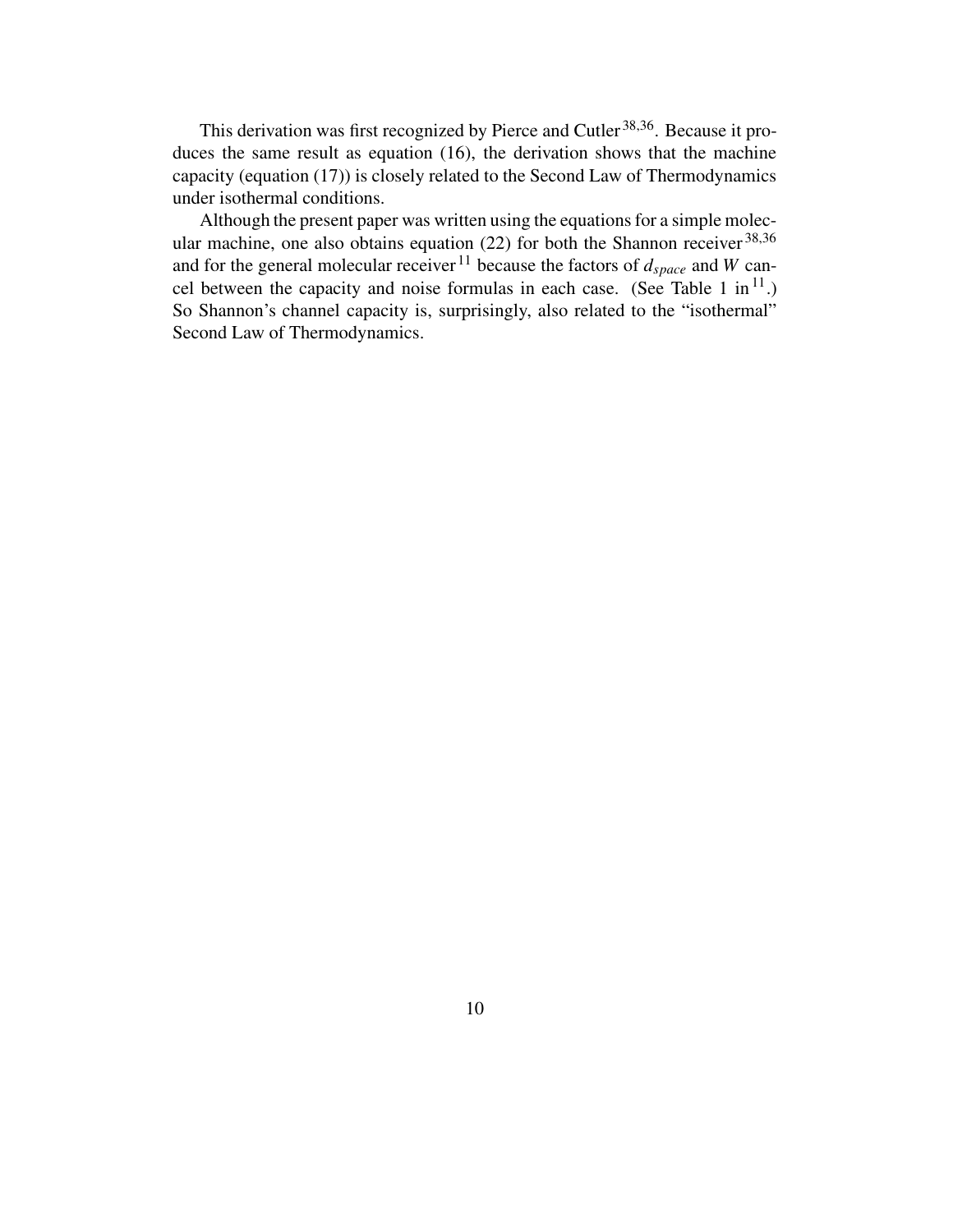This derivation was first recognized by Pierce and Cutler [38,36]. Because it produces the same result as equation (16), the derivation shows that the machine capacity (equation (17)) is closely related to the Second Law of Thermodynamics under isothermal conditions.

Although the present paper was written using the equations for a simple molecular machine, one also obtains equation (22) for both the Shannon receiver [38,36] and for the general molecular receiver [11] because the factors of $d_{space}$ and $W$ cancel between the capacity and noise formulas in each case. (See Table 1 in [11].) So Shannon's channel capacity is, surprisingly, also related to the "isothermal" Second Law of Thermodynamics.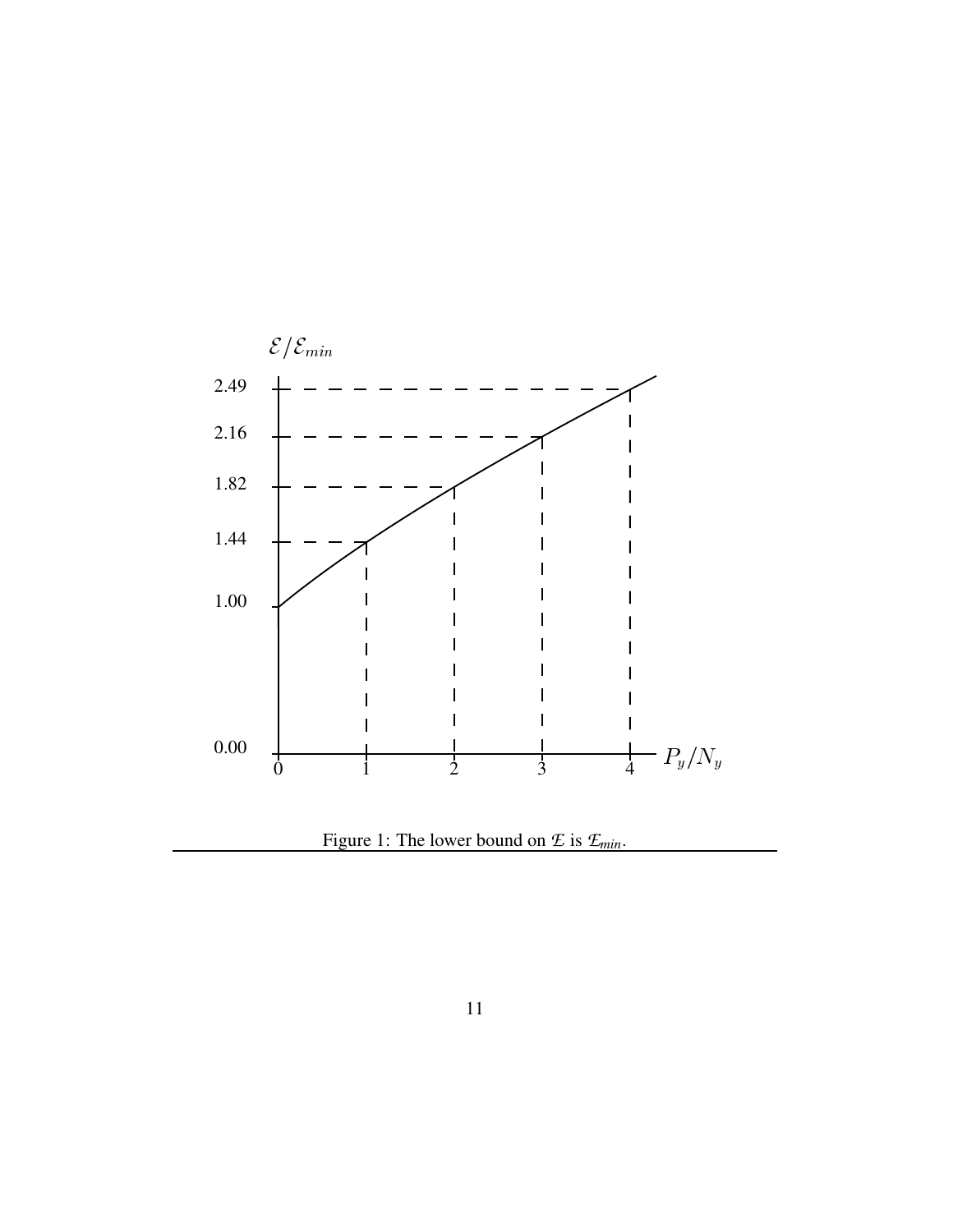Figure 1: The lower bound on $\mathcal{E}$ is $\mathcal{E}_{min}$.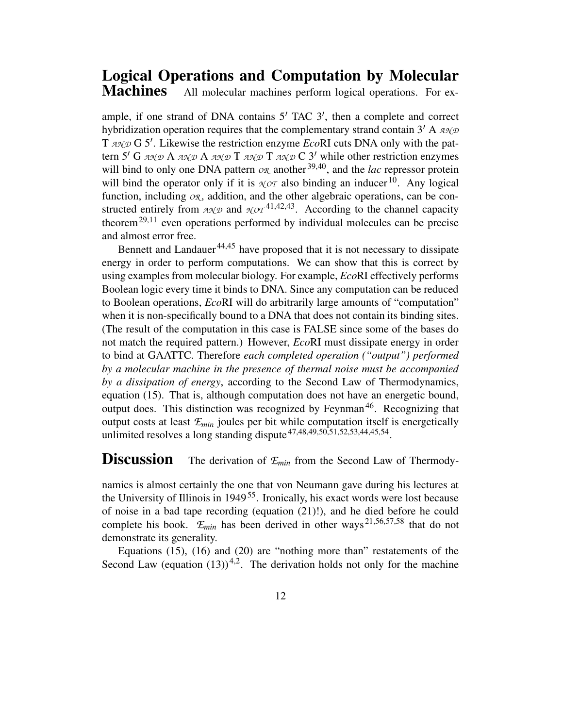**Logical Operations and Computation by Molecular Machines** All molecular machines perform logical operations. For example, if one strand of DNA contains 5′ TAC 3′, then a complete and correct hybridization operation requires that the complementary strand contain 3′ A $\mathcal{AND}$ T $\mathcal{AND}$ G 5′. Likewise the restriction enzyme *Eco*RI cuts DNA only with the pattern 5′ G $\mathcal{AND}$ A $\mathcal{AND}$ A $\mathcal{AND}$ T $\mathcal{AND}$ T $\mathcal{AND}$ C 3′ while other restriction enzymes will bind to only one DNA pattern $\mathcal{OR}$ another[39,40], and the *lac* repressor protein will bind the operator only if it is $\mathcal{NOT}$ also binding an inducer[10]. Any logical function, including $\mathcal{OR}$, addition, and the other algebraic operations, can be constructed entirely from $\mathcal{AND}$ and $\mathcal{NOT}$[41,42,43]. According to the channel capacity theorem[29,11] even operations performed by individual molecules can be precise and almost error free.

Bennett and Landauer[44,45] have proposed that it is not necessary to dissipate energy in order to perform computations. We can show that this is correct by using examples from molecular biology. For example, *Eco*RI effectively performs Boolean logic every time it binds to DNA. Since any computation can be reduced to Boolean operations, *Eco*RI will do arbitrarily large amounts of "computation" when it is non-specifically bound to a DNA that does not contain its binding sites. (The result of the computation in this case is FALSE since some of the bases do not match the required pattern.) However, *Eco*RI must dissipate energy in order to bind at GAATTC. Therefore *each completed operation ("output") performed by a molecular machine in the presence of thermal noise must be accompanied by a dissipation of energy*, according to the Second Law of Thermodynamics, equation (15). That is, although computation does not have an energetic bound, output does. This distinction was recognized by Feynman[46]. Recognizing that output costs at least $\mathcal{E}_{min}$ joules per bit while computation itself is energetically unlimited resolves a long standing dispute[47,48,49,50,51,52,53,44,45,54].

**Discussion** The derivation of $\mathcal{E}_{min}$ from the Second Law of Thermodynamics is almost certainly the one that von Neumann gave during his lectures at the University of Illinois in 1949[55]. Ironically, his exact words were lost because of noise in a bad tape recording (equation (21)!), and he died before he could complete his book. $\mathcal{E}_{min}$ has been derived in other ways[21,56,57,58] that do not demonstrate its generality.

Equations (15), (16) and (20) are "nothing more than" restatements of the Second Law (equation (13))[4,2]. The derivation holds not only for the machine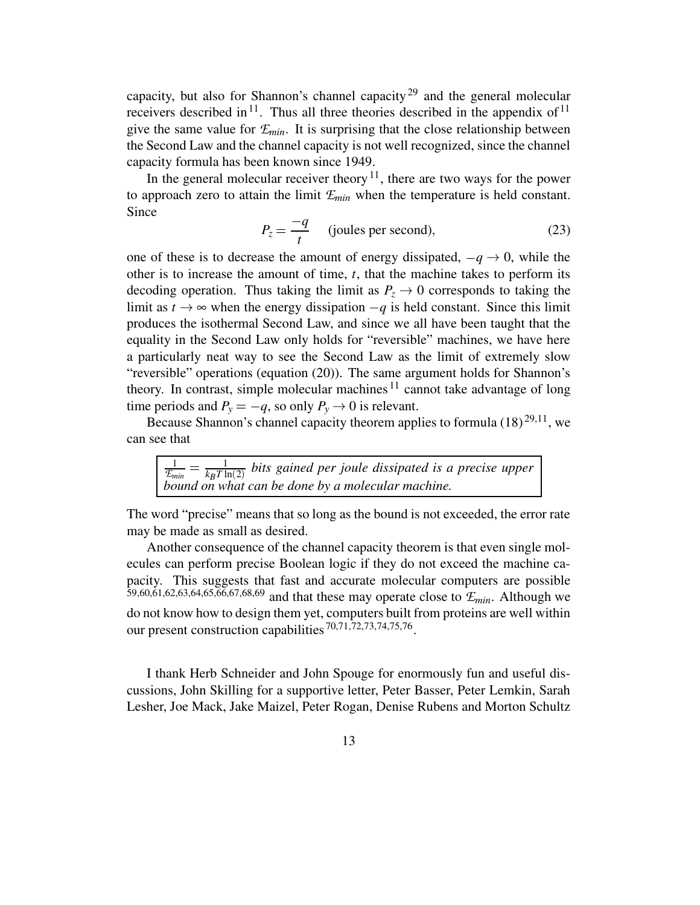capacity, but also for Shannon's channel capacity[29] and the general molecular receivers described in[11]. Thus all three theories described in the appendix of[11] give the same value for $\mathcal{E}_{min}$. It is surprising that the close relationship between the Second Law and the channel capacity is not well recognized, since the channel capacity formula has been known since 1949.

In the general molecular receiver theory[11], there are two ways for the power to approach zero to attain the limit $\mathcal{E}_{min}$ when the temperature is held constant. Since

$$P_z = \frac{-q}{t} \quad \text{(joules per second)}, \tag{23}$$

one of these is to decrease the amount of energy dissipated, $-q \to 0$, while the other is to increase the amount of time, $t$, that the machine takes to perform its decoding operation. Thus taking the limit as $P_z \to 0$ corresponds to taking the limit as $t \to \infty$ when the energy dissipation $-q$ is held constant. Since this limit produces the isothermal Second Law, and since we all have been taught that the equality in the Second Law only holds for "reversible" machines, we have here a particularly neat way to see the Second Law as the limit of extremely slow "reversible" operations (equation (20)). The same argument holds for Shannon's theory. In contrast, simple molecular machines[11] cannot take advantage of long time periods and $P_y = -q$, so only $P_y \to 0$ is relevant.

Because Shannon's channel capacity theorem applies to formula (18)[29,11], we can see that

> $\frac{1}{\mathcal{E}_{min}} = \frac{1}{k_B T \ln(2)}$ *bits gained per joule dissipated is a precise upper bound on what can be done by a molecular machine.*

The word "precise" means that so long as the bound is not exceeded, the error rate may be made as small as desired.

Another consequence of the channel capacity theorem is that even single molecules can perform precise Boolean logic if they do not exceed the machine capacity. This suggests that fast and accurate molecular computers are possible [59,60,61,62,63,64,65,66,67,68,69] and that these may operate close to $\mathcal{E}_{min}$. Although we do not know how to design them yet, computers built from proteins are well within our present construction capabilities[70,71,72,73,74,75,76].

I thank Herb Schneider and John Spouge for enormously fun and useful discussions, John Skilling for a supportive letter, Peter Basser, Peter Lemkin, Sarah Lesher, Joe Mack, Jake Maizel, Peter Rogan, Denise Rubens and Morton Schultz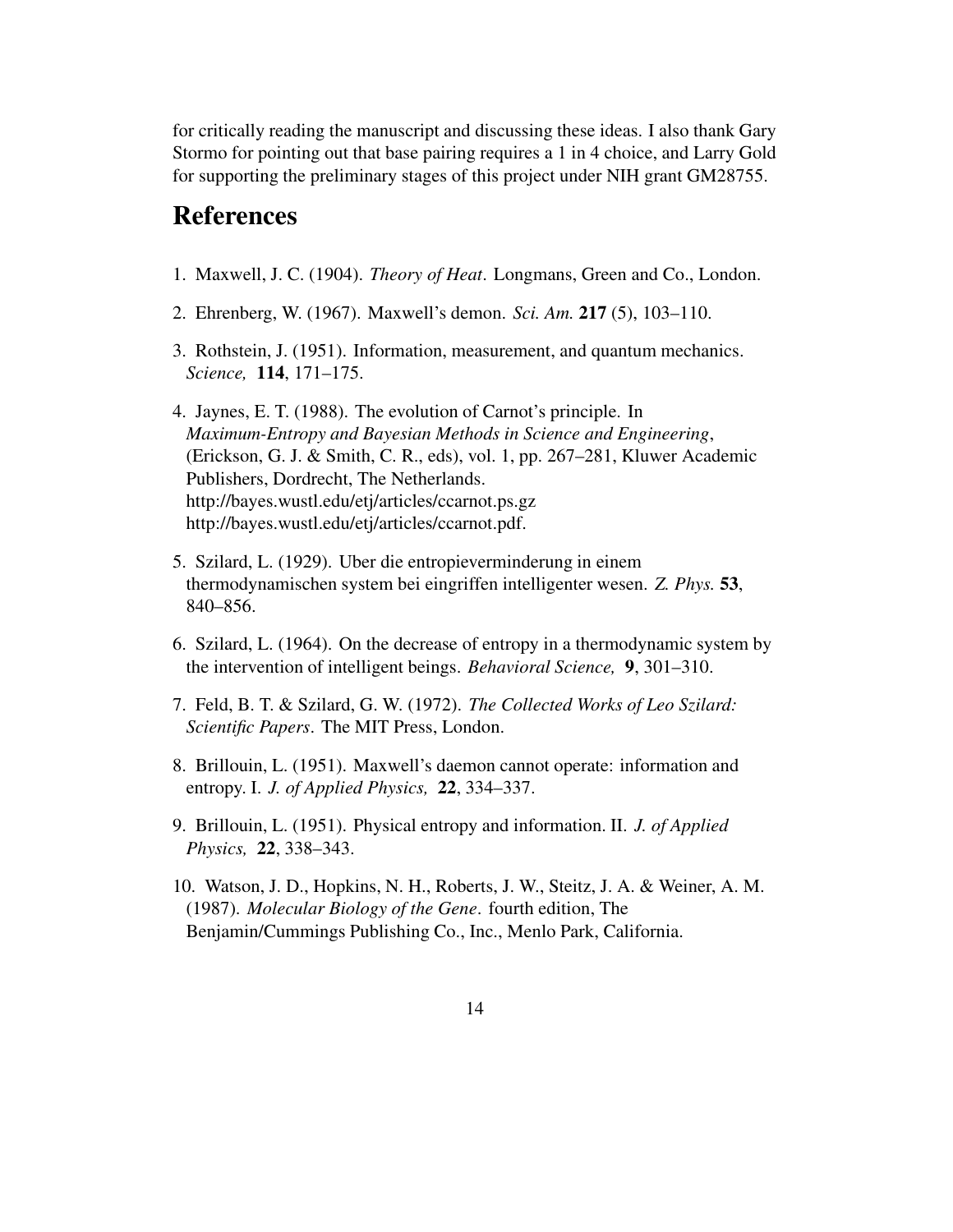for critically reading the manuscript and discussing these ideas. I also thank Gary Stormo for pointing out that base pairing requires a 1 in 4 choice, and Larry Gold for supporting the preliminary stages of this project under NIH grant GM28755.

## References

1. Maxwell, J. C. (1904). *Theory of Heat*. Longmans, Green and Co., London.

2. Ehrenberg, W. (1967). Maxwell's demon. *Sci. Am.* **217** (5), 103–110.

3. Rothstein, J. (1951). Information, measurement, and quantum mechanics. *Science,* **114**, 171–175.

4. Jaynes, E. T. (1988). The evolution of Carnot's principle. In *Maximum-Entropy and Bayesian Methods in Science and Engineering*, (Erickson, G. J. & Smith, C. R., eds), vol. 1, pp. 267–281, Kluwer Academic Publishers, Dordrecht, The Netherlands. http://bayes.wustl.edu/etj/articles/ccarnot.ps.gz http://bayes.wustl.edu/etj/articles/ccarnot.pdf.

5. Szilard, L. (1929). Uber die entropieverminderung in einem thermodynamischen system bei eingriffen intelligenter wesen. *Z. Phys.* **53**, 840–856.

6. Szilard, L. (1964). On the decrease of entropy in a thermodynamic system by the intervention of intelligent beings. *Behavioral Science,* **9**, 301–310.

7. Feld, B. T. & Szilard, G. W. (1972). *The Collected Works of Leo Szilard: Scientific Papers*. The MIT Press, London.

8. Brillouin, L. (1951). Maxwell's daemon cannot operate: information and entropy. I. *J. of Applied Physics,* **22**, 334–337.

9. Brillouin, L. (1951). Physical entropy and information. II. *J. of Applied Physics,* **22**, 338–343.

10. Watson, J. D., Hopkins, N. H., Roberts, J. W., Steitz, J. A. & Weiner, A. M. (1987). *Molecular Biology of the Gene*. fourth edition, The Benjamin/Cummings Publishing Co., Inc., Menlo Park, California.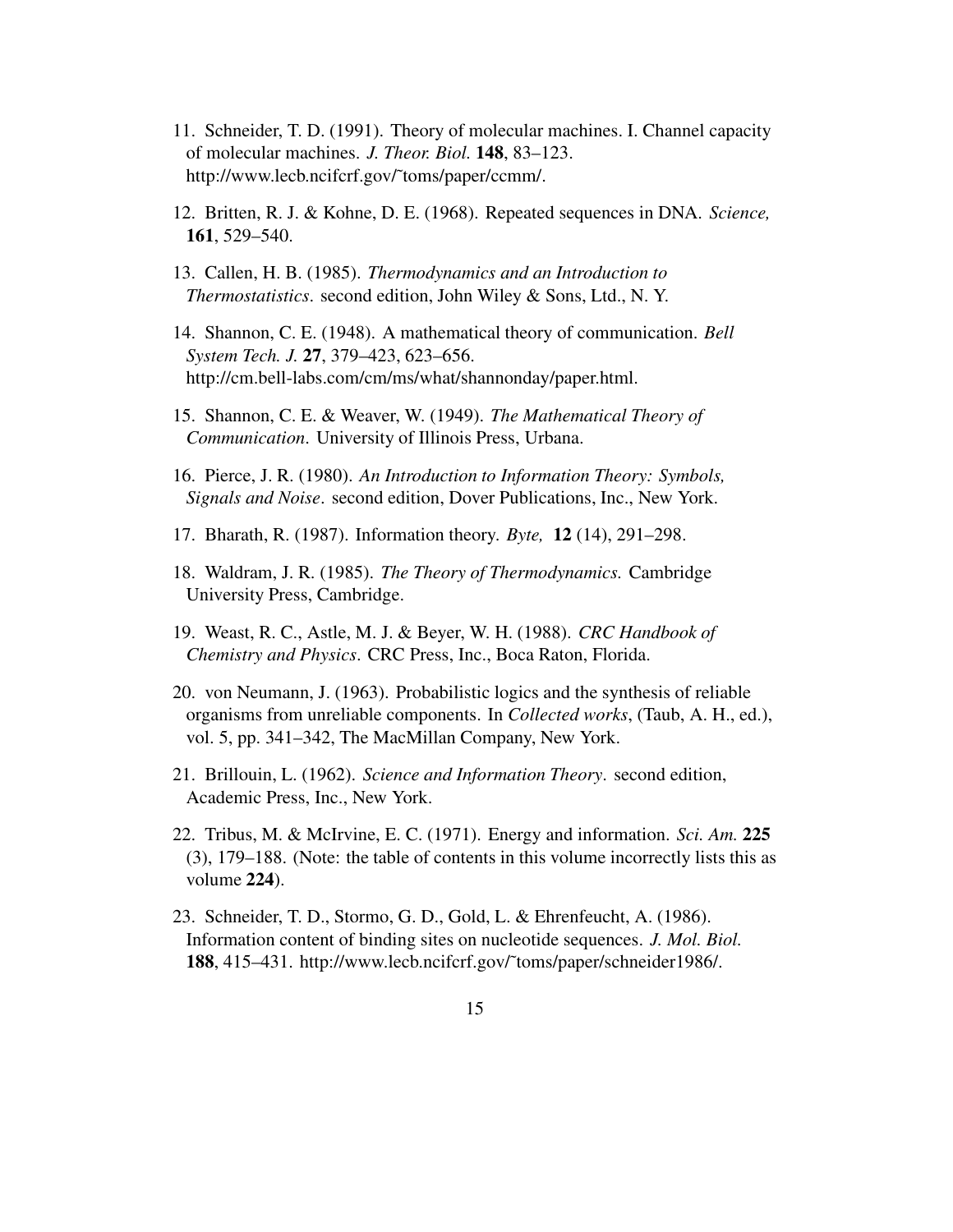11. Schneider, T. D. (1991). Theory of molecular machines. I. Channel capacity of molecular machines. *J. Theor. Biol.* **148**, 83–123. http://www.lecb.ncifcrf.gov/˜toms/paper/ccmm/.

12. Britten, R. J. & Kohne, D. E. (1968). Repeated sequences in DNA. *Science,* **161**, 529–540.

13. Callen, H. B. (1985). *Thermodynamics and an Introduction to Thermostatistics*. second edition, John Wiley & Sons, Ltd., N. Y.

14. Shannon, C. E. (1948). A mathematical theory of communication. *Bell System Tech. J.* **27**, 379–423, 623–656. http://cm.bell-labs.com/cm/ms/what/shannonday/paper.html.

15. Shannon, C. E. & Weaver, W. (1949). *The Mathematical Theory of Communication*. University of Illinois Press, Urbana.

16. Pierce, J. R. (1980). *An Introduction to Information Theory: Symbols, Signals and Noise*. second edition, Dover Publications, Inc., New York.

17. Bharath, R. (1987). Information theory. *Byte,* **12** (14), 291–298.

18. Waldram, J. R. (1985). *The Theory of Thermodynamics.* Cambridge University Press, Cambridge.

19. Weast, R. C., Astle, M. J. & Beyer, W. H. (1988). *CRC Handbook of Chemistry and Physics*. CRC Press, Inc., Boca Raton, Florida.

20. von Neumann, J. (1963). Probabilistic logics and the synthesis of reliable organisms from unreliable components. In *Collected works*, (Taub, A. H., ed.), vol. 5, pp. 341–342, The MacMillan Company, New York.

21. Brillouin, L. (1962). *Science and Information Theory*. second edition, Academic Press, Inc., New York.

22. Tribus, M. & McIrvine, E. C. (1971). Energy and information. *Sci. Am.* **225** (3), 179–188. (Note: the table of contents in this volume incorrectly lists this as volume **224**).

23. Schneider, T. D., Stormo, G. D., Gold, L. & Ehrenfeucht, A. (1986). Information content of binding sites on nucleotide sequences. *J. Mol. Biol.* **188**, 415–431. http://www.lecb.ncifcrf.gov/˜toms/paper/schneider1986/.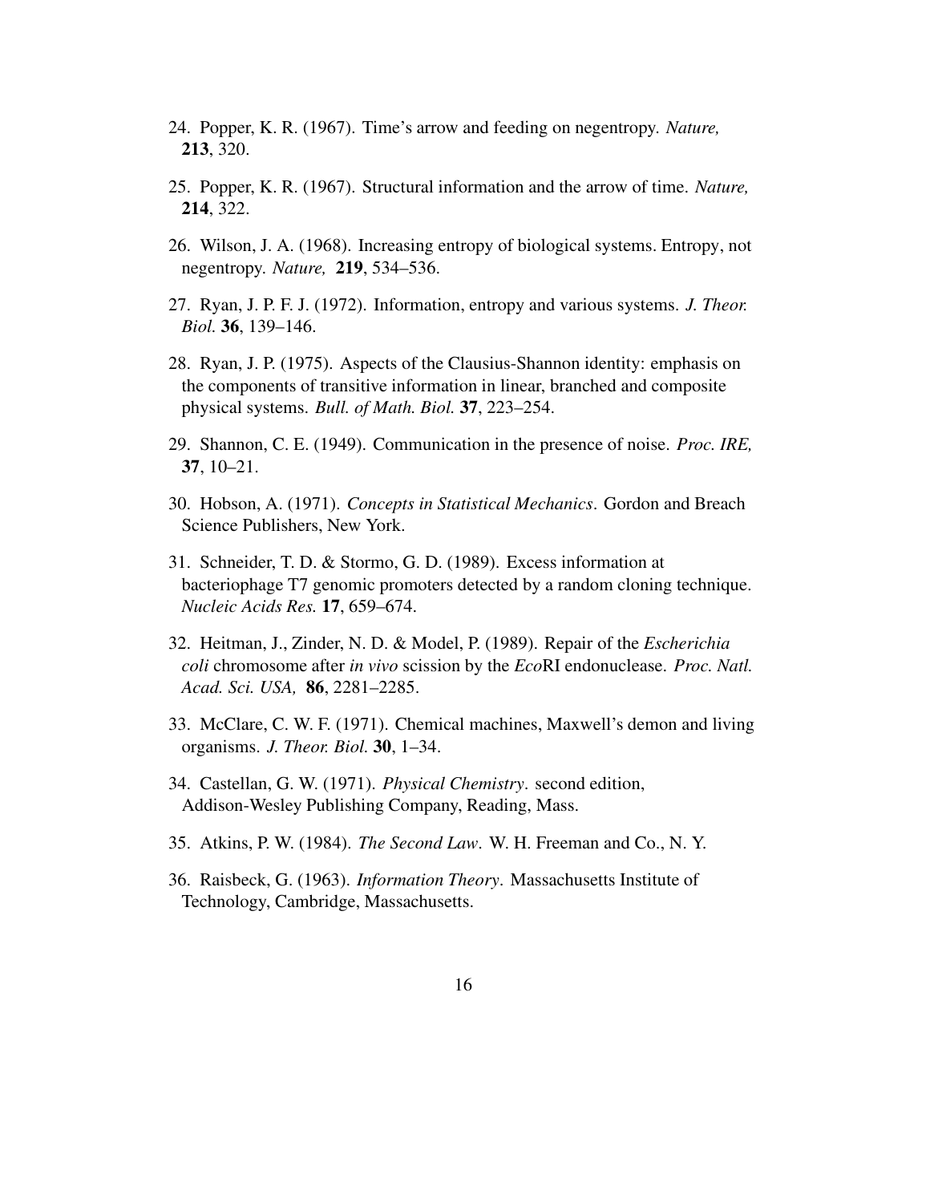24. Popper, K. R. (1967). Time's arrow and feeding on negentropy. *Nature,* **213**, 320.

25. Popper, K. R. (1967). Structural information and the arrow of time. *Nature,* **214**, 322.

26. Wilson, J. A. (1968). Increasing entropy of biological systems. Entropy, not negentropy. *Nature,* **219**, 534–536.

27. Ryan, J. P. F. J. (1972). Information, entropy and various systems. *J. Theor. Biol.* **36**, 139–146.

28. Ryan, J. P. (1975). Aspects of the Clausius-Shannon identity: emphasis on the components of transitive information in linear, branched and composite physical systems. *Bull. of Math. Biol.* **37**, 223–254.

29. Shannon, C. E. (1949). Communication in the presence of noise. *Proc. IRE,* **37**, 10–21.

30. Hobson, A. (1971). *Concepts in Statistical Mechanics*. Gordon and Breach Science Publishers, New York.

31. Schneider, T. D. & Stormo, G. D. (1989). Excess information at bacteriophage T7 genomic promoters detected by a random cloning technique. *Nucleic Acids Res.* **17**, 659–674.

32. Heitman, J., Zinder, N. D. & Model, P. (1989). Repair of the *Escherichia coli* chromosome after *in vivo* scission by the *Eco*RI endonuclease. *Proc. Natl. Acad. Sci. USA,* **86**, 2281–2285.

33. McClare, C. W. F. (1971). Chemical machines, Maxwell's demon and living organisms. *J. Theor. Biol.* **30**, 1–34.

34. Castellan, G. W. (1971). *Physical Chemistry*. second edition, Addison-Wesley Publishing Company, Reading, Mass.

35. Atkins, P. W. (1984). *The Second Law*. W. H. Freeman and Co., N. Y.

36. Raisbeck, G. (1963). *Information Theory*. Massachusetts Institute of Technology, Cambridge, Massachusetts.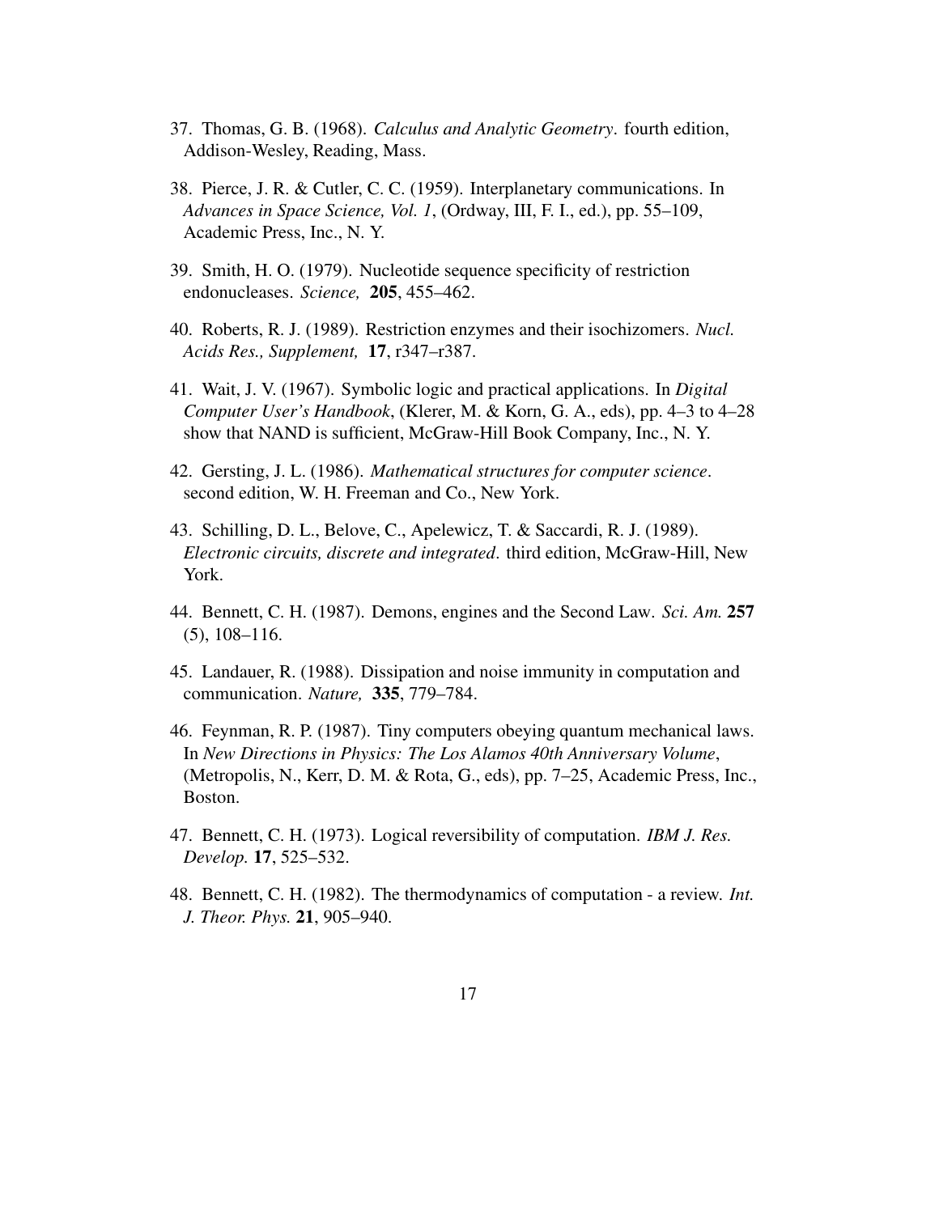37. Thomas, G. B. (1968). *Calculus and Analytic Geometry*. fourth edition, Addison-Wesley, Reading, Mass.

38. Pierce, J. R. & Cutler, C. C. (1959). Interplanetary communications. In *Advances in Space Science, Vol. 1*, (Ordway, III, F. I., ed.), pp. 55–109, Academic Press, Inc., N. Y.

39. Smith, H. O. (1979). Nucleotide sequence specificity of restriction endonucleases. *Science,* **205**, 455–462.

40. Roberts, R. J. (1989). Restriction enzymes and their isochizomers. *Nucl. Acids Res., Supplement,* **17**, r347–r387.

41. Wait, J. V. (1967). Symbolic logic and practical applications. In *Digital Computer User's Handbook*, (Klerer, M. & Korn, G. A., eds), pp. 4–3 to 4–28 show that NAND is sufficient, McGraw-Hill Book Company, Inc., N. Y.

42. Gersting, J. L. (1986). *Mathematical structures for computer science*. second edition, W. H. Freeman and Co., New York.

43. Schilling, D. L., Belove, C., Apelewicz, T. & Saccardi, R. J. (1989). *Electronic circuits, discrete and integrated*. third edition, McGraw-Hill, New York.

44. Bennett, C. H. (1987). Demons, engines and the Second Law. *Sci. Am.* **257** (5), 108–116.

45. Landauer, R. (1988). Dissipation and noise immunity in computation and communication. *Nature,* **335**, 779–784.

46. Feynman, R. P. (1987). Tiny computers obeying quantum mechanical laws. In *New Directions in Physics: The Los Alamos 40th Anniversary Volume*, (Metropolis, N., Kerr, D. M. & Rota, G., eds), pp. 7–25, Academic Press, Inc., Boston.

47. Bennett, C. H. (1973). Logical reversibility of computation. *IBM J. Res. Develop.* **17**, 525–532.

48. Bennett, C. H. (1982). The thermodynamics of computation - a review. *Int. J. Theor. Phys.* **21**, 905–940.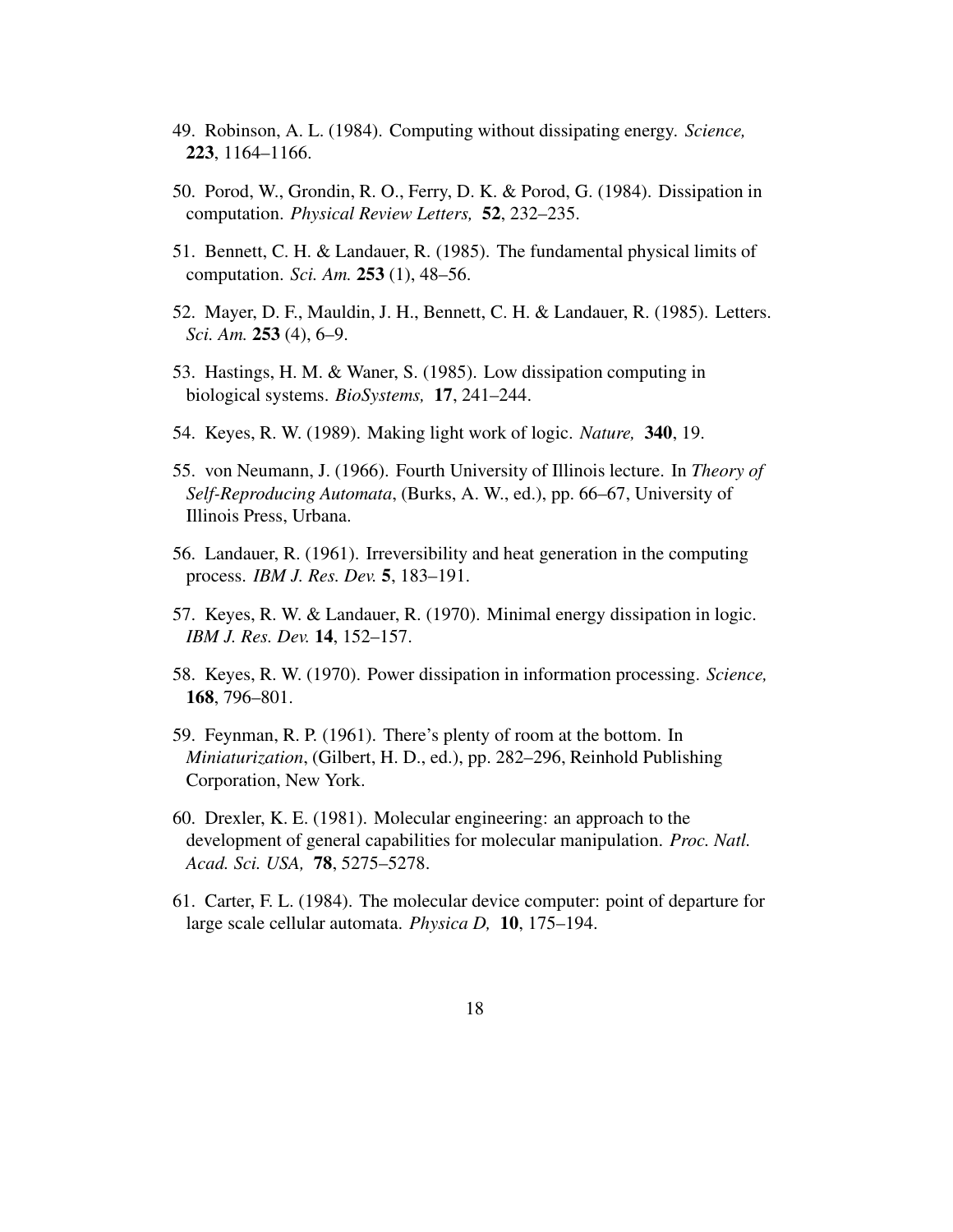49. Robinson, A. L. (1984). Computing without dissipating energy. *Science,* **223**, 1164–1166.

50. Porod, W., Grondin, R. O., Ferry, D. K. & Porod, G. (1984). Dissipation in computation. *Physical Review Letters,* **52**, 232–235.

51. Bennett, C. H. & Landauer, R. (1985). The fundamental physical limits of computation. *Sci. Am.* **253** (1), 48–56.

52. Mayer, D. F., Mauldin, J. H., Bennett, C. H. & Landauer, R. (1985). Letters. *Sci. Am.* **253** (4), 6–9.

53. Hastings, H. M. & Waner, S. (1985). Low dissipation computing in biological systems. *BioSystems,* **17**, 241–244.

54. Keyes, R. W. (1989). Making light work of logic. *Nature,* **340**, 19.

55. von Neumann, J. (1966). Fourth University of Illinois lecture. In *Theory of Self-Reproducing Automata*, (Burks, A. W., ed.), pp. 66–67, University of Illinois Press, Urbana.

56. Landauer, R. (1961). Irreversibility and heat generation in the computing process. *IBM J. Res. Dev.* **5**, 183–191.

57. Keyes, R. W. & Landauer, R. (1970). Minimal energy dissipation in logic. *IBM J. Res. Dev.* **14**, 152–157.

58. Keyes, R. W. (1970). Power dissipation in information processing. *Science,* **168**, 796–801.

59. Feynman, R. P. (1961). There's plenty of room at the bottom. In *Miniaturization*, (Gilbert, H. D., ed.), pp. 282–296, Reinhold Publishing Corporation, New York.

60. Drexler, K. E. (1981). Molecular engineering: an approach to the development of general capabilities for molecular manipulation. *Proc. Natl. Acad. Sci. USA,* **78**, 5275–5278.

61. Carter, F. L. (1984). The molecular device computer: point of departure for large scale cellular automata. *Physica D,* **10**, 175–194.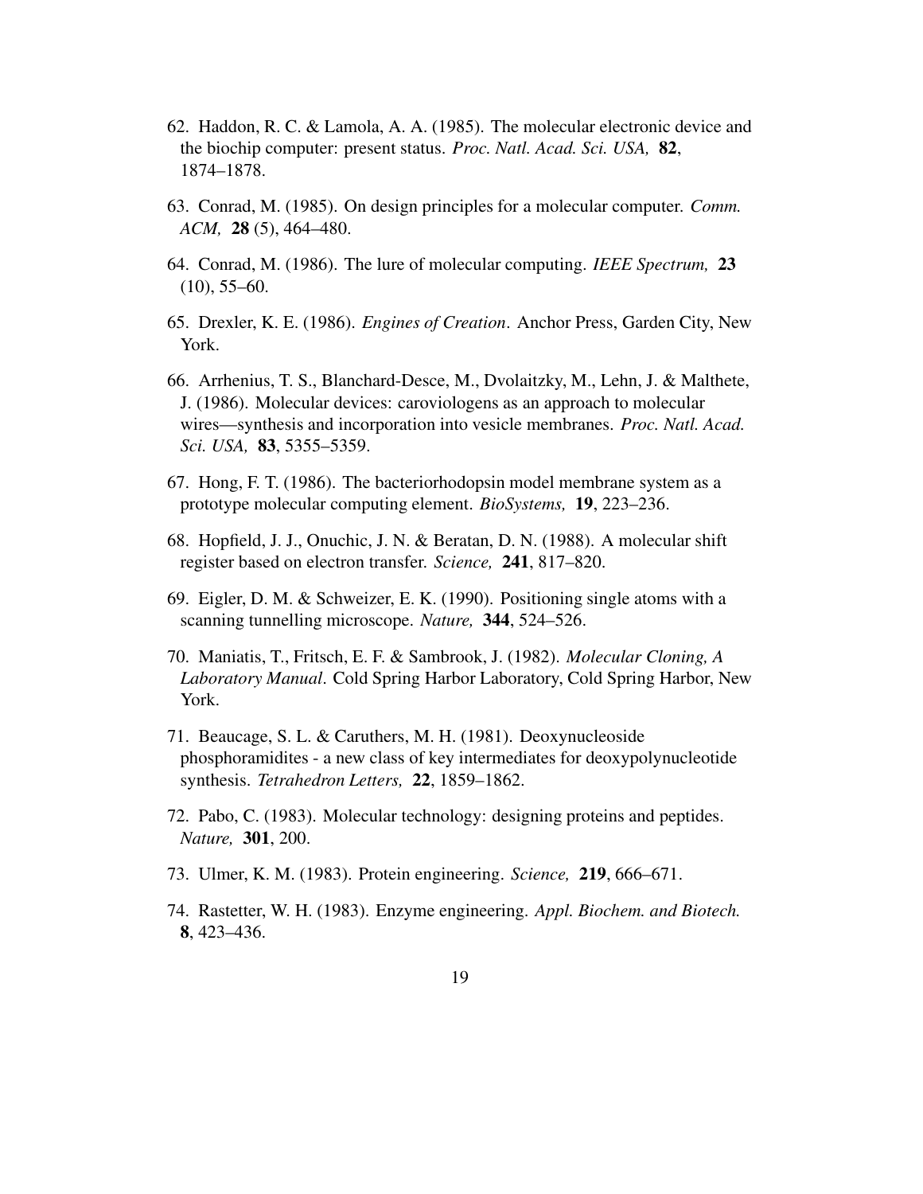62. Haddon, R. C. & Lamola, A. A. (1985). The molecular electronic device and the biochip computer: present status. *Proc. Natl. Acad. Sci. USA,* **82**, 1874–1878.

63. Conrad, M. (1985). On design principles for a molecular computer. *Comm. ACM,* **28** (5), 464–480.

64. Conrad, M. (1986). The lure of molecular computing. *IEEE Spectrum,* **23** (10), 55–60.

65. Drexler, K. E. (1986). *Engines of Creation*. Anchor Press, Garden City, New York.

66. Arrhenius, T. S., Blanchard-Desce, M., Dvolaitzky, M., Lehn, J. & Malthete, J. (1986). Molecular devices: caroviologens as an approach to molecular wires—synthesis and incorporation into vesicle membranes. *Proc. Natl. Acad. Sci. USA,* **83**, 5355–5359.

67. Hong, F. T. (1986). The bacteriorhodopsin model membrane system as a prototype molecular computing element. *BioSystems,* **19**, 223–236.

68. Hopfield, J. J., Onuchic, J. N. & Beratan, D. N. (1988). A molecular shift register based on electron transfer. *Science,* **241**, 817–820.

69. Eigler, D. M. & Schweizer, E. K. (1990). Positioning single atoms with a scanning tunnelling microscope. *Nature,* **344**, 524–526.

70. Maniatis, T., Fritsch, E. F. & Sambrook, J. (1982). *Molecular Cloning, A Laboratory Manual*. Cold Spring Harbor Laboratory, Cold Spring Harbor, New York.

71. Beaucage, S. L. & Caruthers, M. H. (1981). Deoxynucleoside phosphoramidites - a new class of key intermediates for deoxypolynucleotide synthesis. *Tetrahedron Letters,* **22**, 1859–1862.

72. Pabo, C. (1983). Molecular technology: designing proteins and peptides. *Nature,* **301**, 200.

73. Ulmer, K. M. (1983). Protein engineering. *Science,* **219**, 666–671.

74. Rastetter, W. H. (1983). Enzyme engineering. *Appl. Biochem. and Biotech.* **8**, 423–436.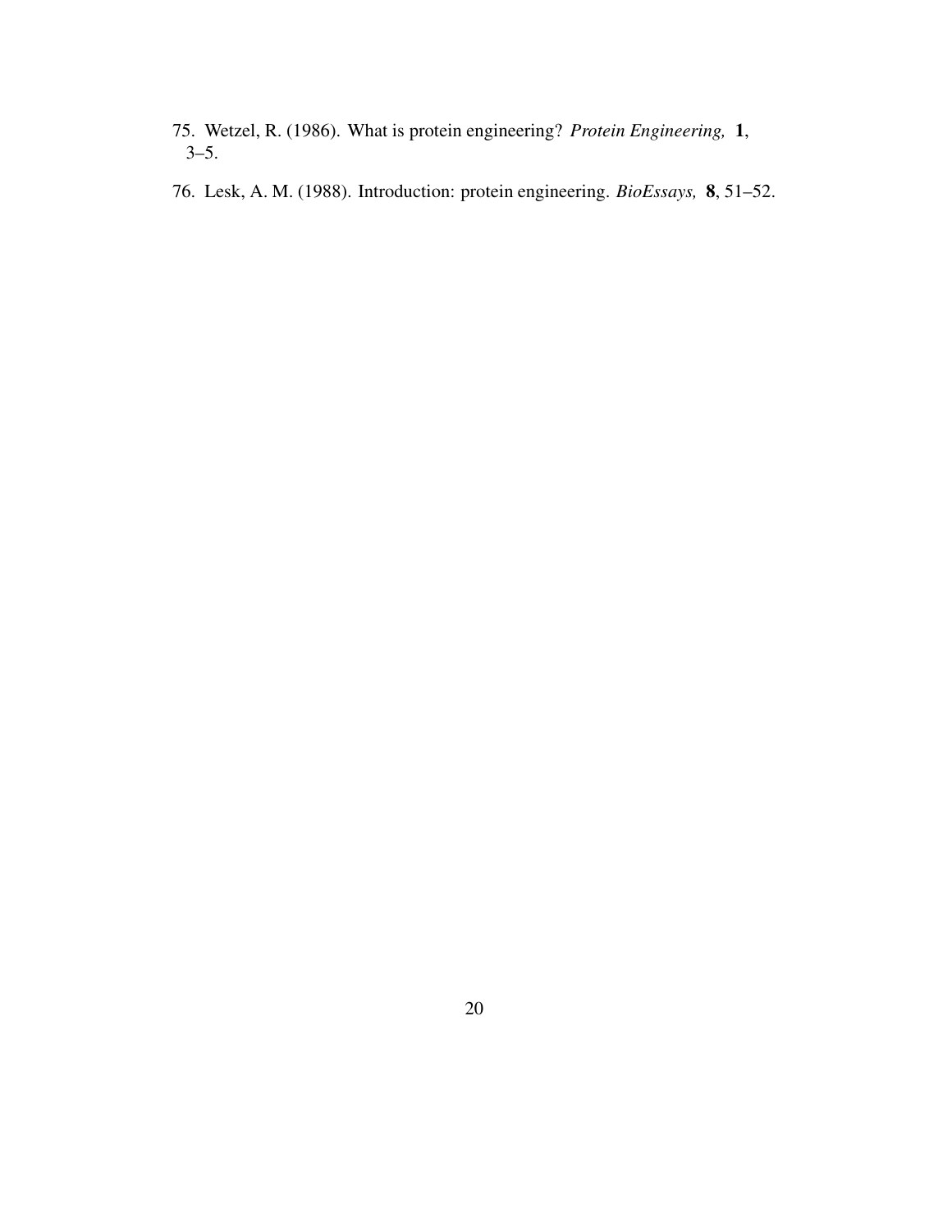75. Wetzel, R. (1986). What is protein engineering? *Protein Engineering,* **1**, 3–5.

76. Lesk, A. M. (1988). Introduction: protein engineering. *BioEssays,* **8**, 51–52.